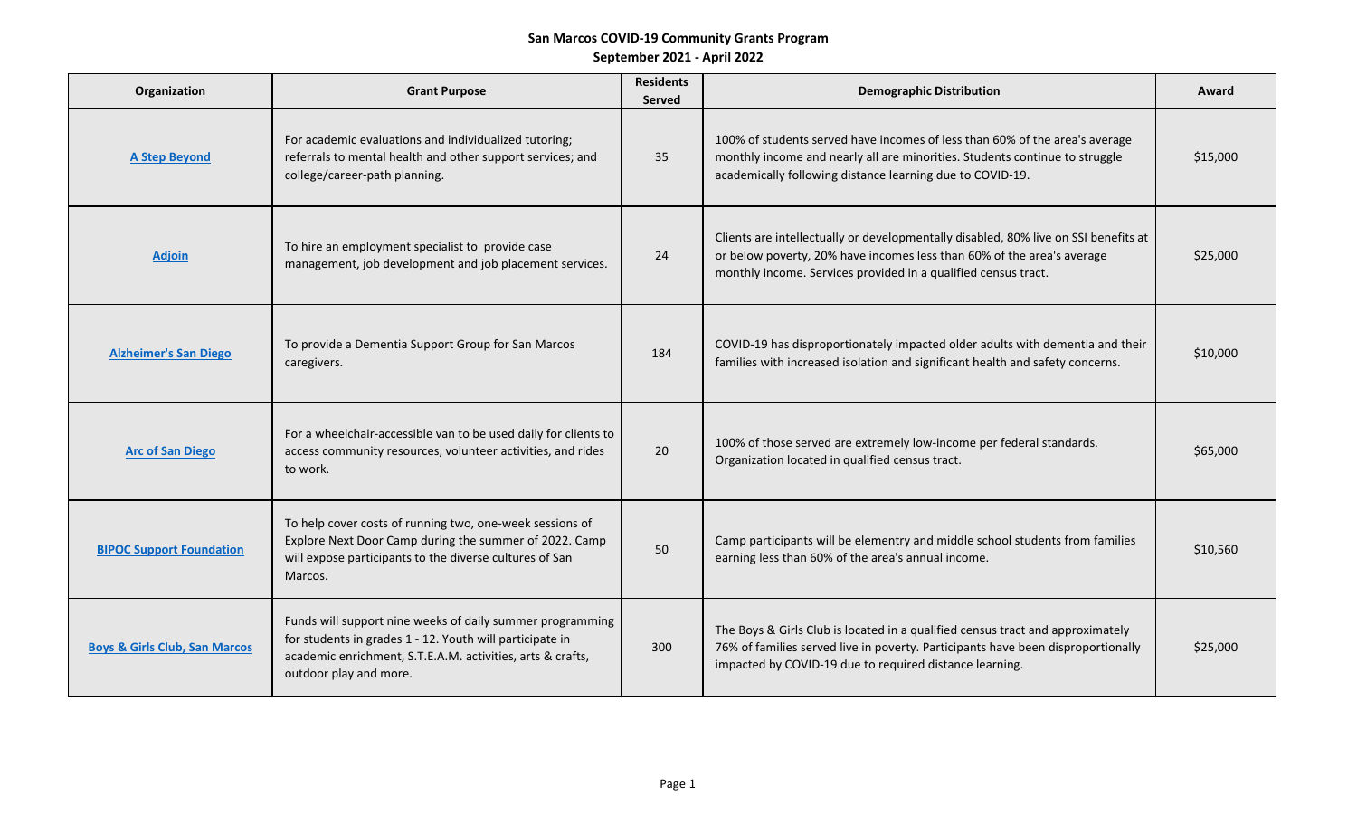# San Marcos COVID-19 Community Grants Program

## September 2021 - April 2022

| Organization | Grant Purpose | Residents Served | Demographic Distribution | Award |
|---|---|---|---|---|
| A Step Beyond | For academic evaluations and individualized tutoring; referrals to mental health and other support services; and college/career-path planning. | 35 | 100% of students served have incomes of less than 60% of the area's average monthly income and nearly all are minorities. Students continue to struggle academically following distance learning due to COVID-19. | $15,000 |
| Adjoin | To hire an employment specialist to provide case management, job development and job placement services. | 24 | Clients are intellectually or developmentally disabled, 80% live on SSI benefits at or below poverty, 20% have incomes less than 60% of the area's average monthly income. Services provided in a qualified census tract. | $25,000 |
| Alzheimer's San Diego | To provide a Dementia Support Group for San Marcos caregivers. | 184 | COVID-19 has disproportionately impacted older adults with dementia and their families with increased isolation and significant health and safety concerns. | $10,000 |
| Arc of San Diego | For a wheelchair-accessible van to be used daily for clients to access community resources, volunteer activities, and rides to work. | 20 | 100% of those served are extremely low-income per federal standards. Organization located in qualified census tract. | $65,000 |
| BIPOC Support Foundation | To help cover costs of running two, one-week sessions of Explore Next Door Camp during the summer of 2022. Camp will expose participants to the diverse cultures of San Marcos. | 50 | Camp participants will be elementry and middle school students from families earning less than 60% of the area's annual income. | $10,560 |
| Boys & Girls Club, San Marcos | Funds will support nine weeks of daily summer programming for students in grades 1 - 12. Youth will participate in academic enrichment, S.T.E.A.M. activities, arts & crafts, outdoor play and more. | 300 | The Boys & Girls Club is located in a qualified census tract and approximately 76% of families served live in poverty. Participants have been disproportionally impacted by COVID-19 due to required distance learning. | $25,000 |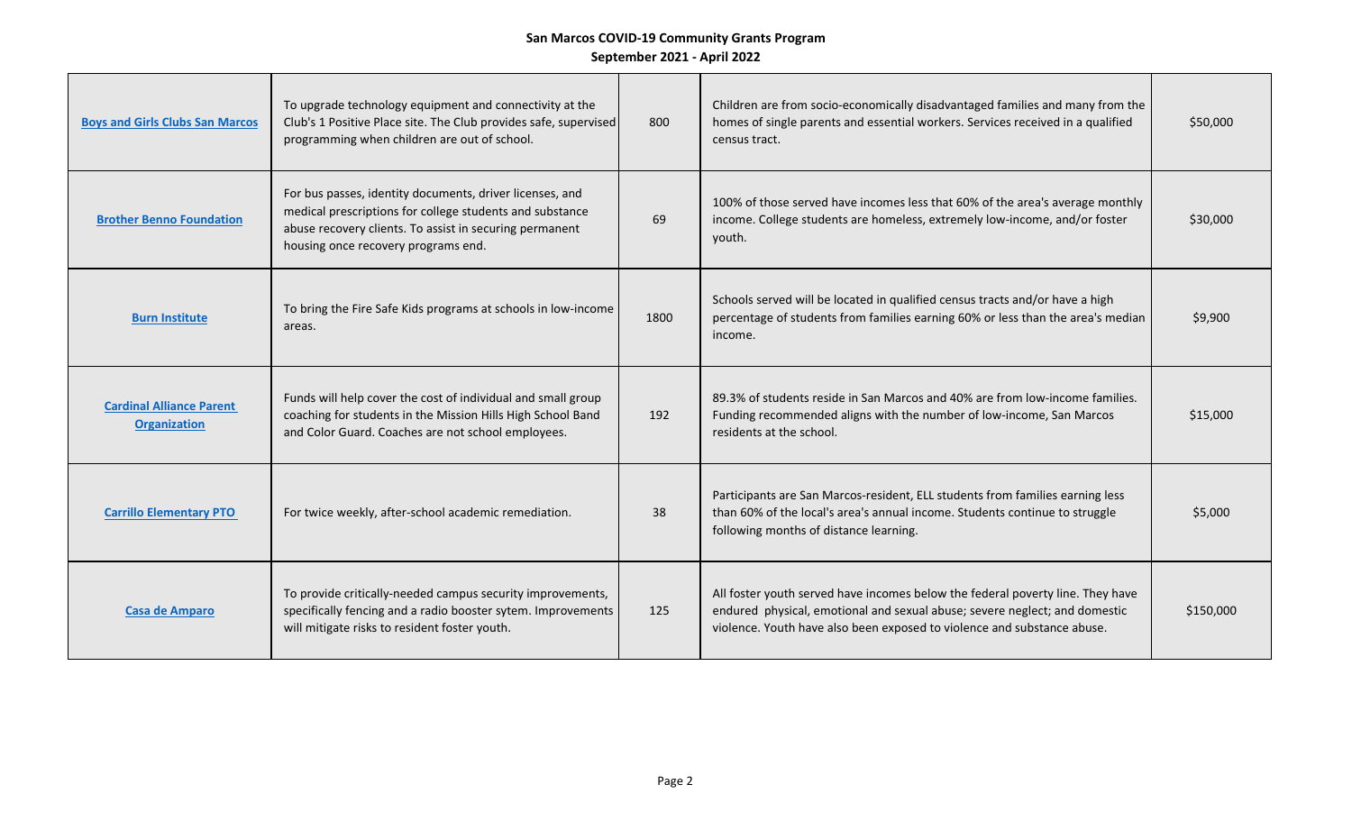**San Marcos COVID-19 Community Grants Program**
**September 2021 - April 2022**

| | | | | |
|---|---|---|---|---|
| Boys and Girls Clubs San Marcos | To upgrade technology equipment and connectivity at the Club's 1 Positive Place site. The Club provides safe, supervised programming when children are out of school. | 800 | Children are from socio-economically disadvantaged families and many from the homes of single parents and essential workers. Services received in a qualified census tract. | $50,000 |
| Brother Benno Foundation | For bus passes, identity documents, driver licenses, and medical prescriptions for college students and substance abuse recovery clients. To assist in securing permanent housing once recovery programs end. | 69 | 100% of those served have incomes less that 60% of the area's average monthly income. College students are homeless, extremely low-income, and/or foster youth. | $30,000 |
| Burn Institute | To bring the Fire Safe Kids programs at schools in low-income areas. | 1800 | Schools served will be located in qualified census tracts and/or have a high percentage of students from families earning 60% or less than the area's median income. | $9,900 |
| Cardinal Alliance Parent Organization | Funds will help cover the cost of individual and small group coaching for students in the Mission Hills High School Band and Color Guard. Coaches are not school employees. | 192 | 89.3% of students reside in San Marcos and 40% are from low-income families. Funding recommended aligns with the number of low-income, San Marcos residents at the school. | $15,000 |
| Carrillo Elementary PTO | For twice weekly, after-school academic remediation. | 38 | Participants are San Marcos-resident, ELL students from families earning less than 60% of the local's area's annual income. Students continue to struggle following months of distance learning. | $5,000 |
| Casa de Amparo | To provide critically-needed campus security improvements, specifically fencing and a radio booster sytem. Improvements will mitigate risks to resident foster youth. | 125 | All foster youth served have incomes below the federal poverty line. They have endured physical, emotional and sexual abuse; severe neglect; and domestic violence. Youth have also been exposed to violence and substance abuse. | $150,000 |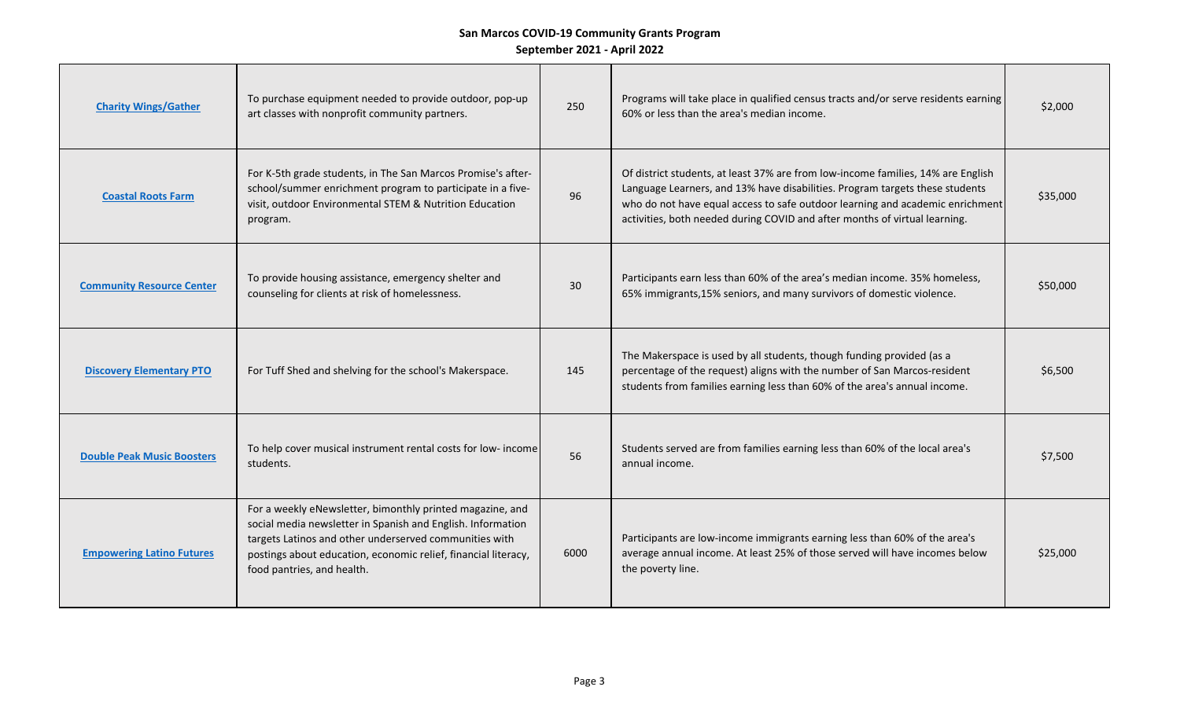**San Marcos COVID-19 Community Grants Program**
**September 2021 - April 2022**

| | | | | |
|---|---|---|---|---|
| Charity Wings/Gather | To purchase equipment needed to provide outdoor, pop-up art classes with nonprofit community partners. | 250 | Programs will take place in qualified census tracts and/or serve residents earning 60% or less than the area's median income. | $2,000 |
| Coastal Roots Farm | For K-5th grade students, in The San Marcos Promise's after-school/summer enrichment program to participate in a five-visit, outdoor Environmental STEM & Nutrition Education program. | 96 | Of district students, at least 37% are from low-income families, 14% are English Language Learners, and 13% have disabilities. Program targets these students who do not have equal access to safe outdoor learning and academic enrichment activities, both needed during COVID and after months of virtual learning. | $35,000 |
| Community Resource Center | To provide housing assistance, emergency shelter and counseling for clients at risk of homelessness. | 30 | Participants earn less than 60% of the area's median income. 35% homeless, 65% immigrants,15% seniors, and many survivors of domestic violence. | $50,000 |
| Discovery Elementary PTO | For Tuff Shed and shelving for the school's Makerspace. | 145 | The Makerspace is used by all students, though funding provided (as a percentage of the request) aligns with the number of San Marcos-resident students from families earning less than 60% of the area's annual income. | $6,500 |
| Double Peak Music Boosters | To help cover musical instrument rental costs for low- income students. | 56 | Students served are from families earning less than 60% of the local area's annual income. | $7,500 |
| Empowering Latino Futures | For a weekly eNewsletter, bimonthly printed magazine, and social media newsletter in Spanish and English. Information targets Latinos and other underserved communities with postings about education, economic relief, financial literacy, food pantries, and health. | 6000 | Participants are low-income immigrants earning less than 60% of the area's average annual income. At least 25% of those served will have incomes below the poverty line. | $25,000 |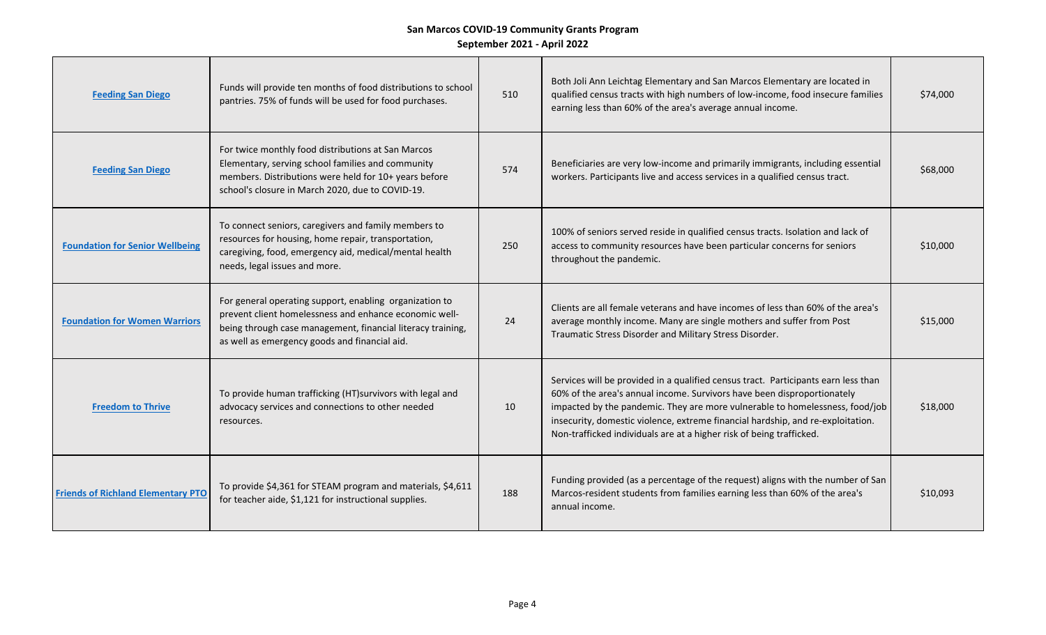**San Marcos COVID-19 Community Grants Program**
**September 2021 - April 2022**

| | | | | |
|---|---|---|---|---|
| Feeding San Diego | Funds will provide ten months of food distributions to school pantries. 75% of funds will be used for food purchases. | 510 | Both Joli Ann Leichtag Elementary and San Marcos Elementary are located in qualified census tracts with high numbers of low-income, food insecure families earning less than 60% of the area's average annual income. | $74,000 |
| Feeding San Diego | For twice monthly food distributions at San Marcos Elementary, serving school families and community members. Distributions were held for 10+ years before school's closure in March 2020, due to COVID-19. | 574 | Beneficiaries are very low-income and primarily immigrants, including essential workers. Participants live and access services in a qualified census tract. | $68,000 |
| Foundation for Senior Wellbeing | To connect seniors, caregivers and family members to resources for housing, home repair, transportation, caregiving, food, emergency aid, medical/mental health needs, legal issues and more. | 250 | 100% of seniors served reside in qualified census tracts. Isolation and lack of access to community resources have been particular concerns for seniors throughout the pandemic. | $10,000 |
| Foundation for Women Warriors | For general operating support, enabling organization to prevent client homelessness and enhance economic well-being through case management, financial literacy training, as well as emergency goods and financial aid. | 24 | Clients are all female veterans and have incomes of less than 60% of the area's average monthly income. Many are single mothers and suffer from Post Traumatic Stress Disorder and Military Stress Disorder. | $15,000 |
| Freedom to Thrive | To provide human trafficking (HT)survivors with legal and advocacy services and connections to other needed resources. | 10 | Services will be provided in a qualified census tract. Participants earn less than 60% of the area's annual income. Survivors have been disproportionately impacted by the pandemic. They are more vulnerable to homelessness, food/job insecurity, domestic violence, extreme financial hardship, and re-exploitation. Non-trafficked individuals are at a higher risk of being trafficked. | $18,000 |
| Friends of Richland Elementary PTO | To provide $4,361 for STEAM program and materials, $4,611 for teacher aide, $1,121 for instructional supplies. | 188 | Funding provided (as a percentage of the request) aligns with the number of San Marcos-resident students from families earning less than 60% of the area's annual income. | $10,093 |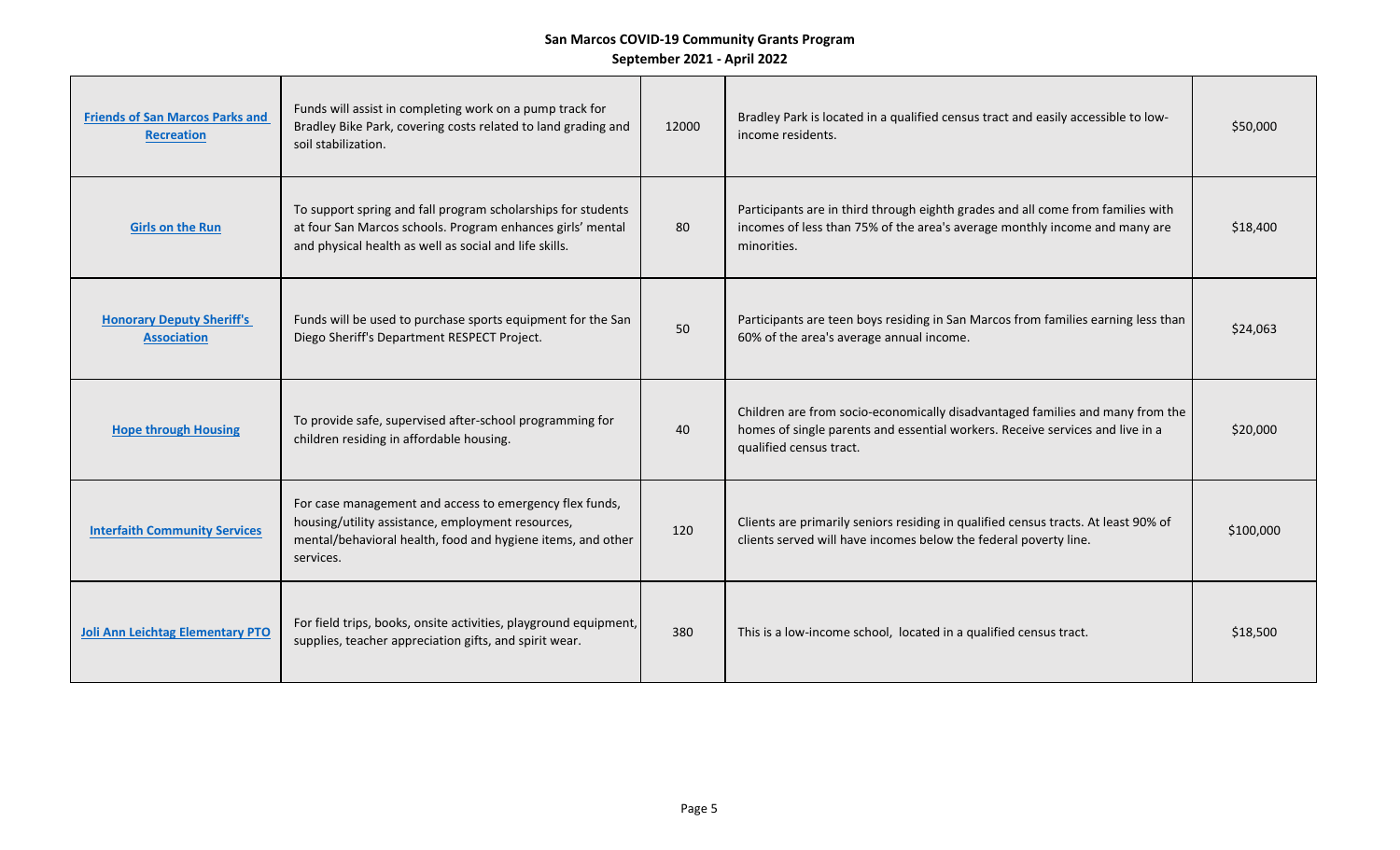San Marcos COVID-19 Community Grants Program
September 2021 - April 2022

| | | | | |
|---|---|---|---|---|
| **Friends of San Marcos Parks and Recreation** | Funds will assist in completing work on a pump track for Bradley Bike Park, covering costs related to land grading and soil stabilization. | 12000 | Bradley Park is located in a qualified census tract and easily accessible to low-income residents. | $50,000 |
| **Girls on the Run** | To support spring and fall program scholarships for students at four San Marcos schools. Program enhances girls' mental and physical health as well as social and life skills. | 80 | Participants are in third through eighth grades and all come from families with incomes of less than 75% of the area's average monthly income and many are minorities. | $18,400 |
| **Honorary Deputy Sheriff's Association** | Funds will be used to purchase sports equipment for the San Diego Sheriff's Department RESPECT Project. | 50 | Participants are teen boys residing in San Marcos from families earning less than 60% of the area's average annual income. | $24,063 |
| **Hope through Housing** | To provide safe, supervised after-school programming for children residing in affordable housing. | 40 | Children are from socio-economically disadvantaged families and many from the homes of single parents and essential workers. Receive services and live in a qualified census tract. | $20,000 |
| **Interfaith Community Services** | For case management and access to emergency flex funds, housing/utility assistance, employment resources, mental/behavioral health, food and hygiene items, and other services. | 120 | Clients are primarily seniors residing in qualified census tracts. At least 90% of clients served will have incomes below the federal poverty line. | $100,000 |
| **Joli Ann Leichtag Elementary PTO** | For field trips, books, onsite activities, playground equipment, supplies, teacher appreciation gifts, and spirit wear. | 380 | This is a low-income school, located in a qualified census tract. | $18,500 |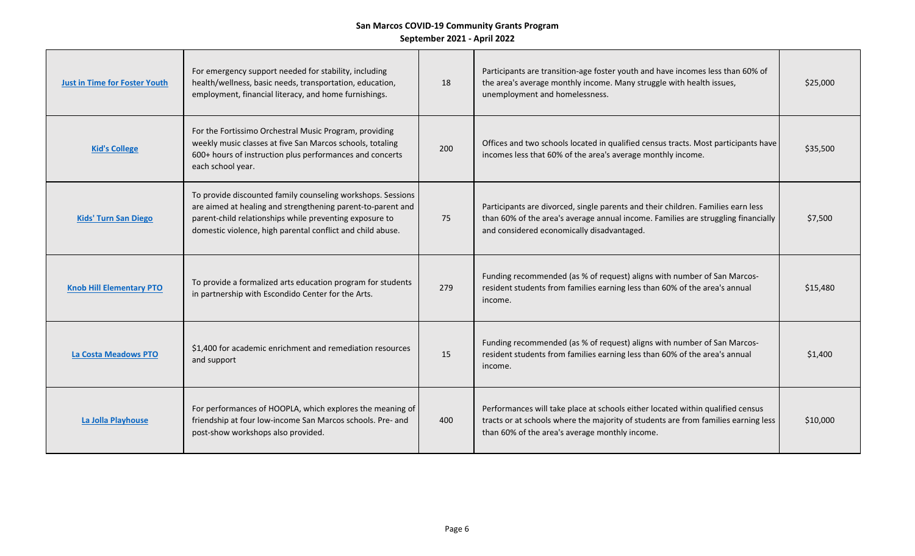**San Marcos COVID-19 Community Grants Program**
**September 2021 - April 2022**

| | | | | |
|---|---|---|---|---|
| **Just in Time for Foster Youth** | For emergency support needed for stability, including health/wellness, basic needs, transportation, education, employment, financial literacy, and home furnishings. | 18 | Participants are transition-age foster youth and have incomes less than 60% of the area's average monthly income. Many struggle with health issues, unemployment and homelessness. | $25,000 |
| **Kid's College** | For the Fortissimo Orchestral Music Program, providing weekly music classes at five San Marcos schools, totaling 600+ hours of instruction plus performances and concerts each school year. | 200 | Offices and two schools located in qualified census tracts. Most participants have incomes less that 60% of the area's average monthly income. | $35,500 |
| **Kids' Turn San Diego** | To provide discounted family counseling workshops. Sessions are aimed at healing and strengthening parent-to-parent and parent-child relationships while preventing exposure to domestic violence, high parental conflict and child abuse. | 75 | Participants are divorced, single parents and their children. Families earn less than 60% of the area's average annual income. Families are struggling financially and considered economically disadvantaged. | $7,500 |
| **Knob Hill Elementary PTO** | To provide a formalized arts education program for students in partnership with Escondido Center for the Arts. | 279 | Funding recommended (as % of request) aligns with number of San Marcos-resident students from families earning less than 60% of the area's annual income. | $15,480 |
| **La Costa Meadows PTO** | $1,400 for academic enrichment and remediation resources and support | 15 | Funding recommended (as % of request) aligns with number of San Marcos-resident students from families earning less than 60% of the area's annual income. | $1,400 |
| **La Jolla Playhouse** | For performances of HOOPLA, which explores the meaning of friendship at four low-income San Marcos schools. Pre- and post-show workshops also provided. | 400 | Performances will take place at schools either located within qualified census tracts or at schools where the majority of students are from families earning less than 60% of the area's average monthly income. | $10,000 |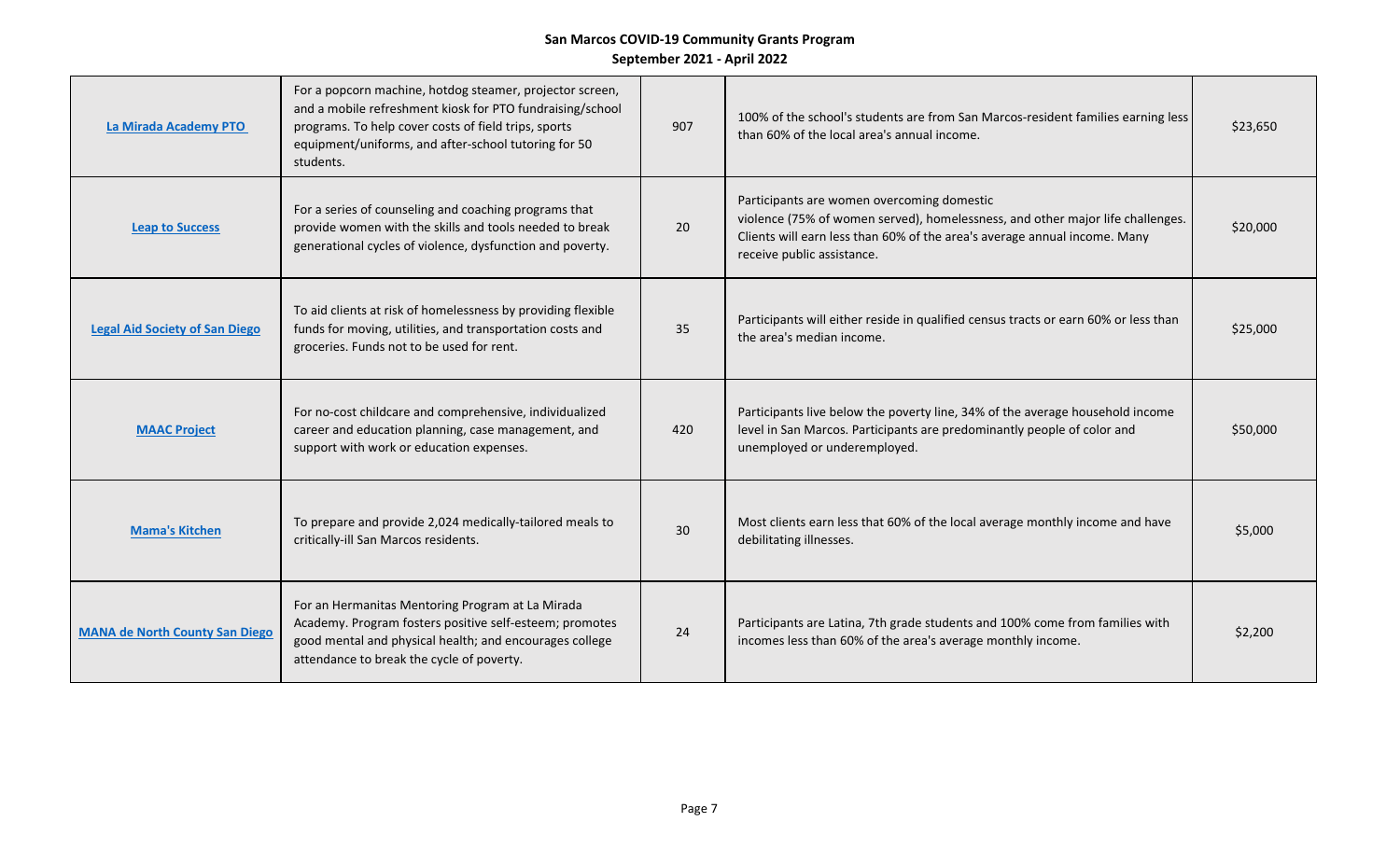**San Marcos COVID-19 Community Grants Program**
**September 2021 - April 2022**

| | | | | |
|---|---|---|---|---|
| La Mirada Academy PTO | For a popcorn machine, hotdog steamer, projector screen, and a mobile refreshment kiosk for PTO fundraising/school programs. To help cover costs of field trips, sports equipment/uniforms, and after-school tutoring for 50 students. | 907 | 100% of the school's students are from San Marcos-resident families earning less than 60% of the local area's annual income. | $23,650 |
| Leap to Success | For a series of counseling and coaching programs that provide women with the skills and tools needed to break generational cycles of violence, dysfunction and poverty. | 20 | Participants are women overcoming domestic violence (75% of women served), homelessness, and other major life challenges. Clients will earn less than 60% of the area's average annual income. Many receive public assistance. | $20,000 |
| Legal Aid Society of San Diego | To aid clients at risk of homelessness by providing flexible funds for moving, utilities, and transportation costs and groceries. Funds not to be used for rent. | 35 | Participants will either reside in qualified census tracts or earn 60% or less than the area's median income. | $25,000 |
| MAAC Project | For no-cost childcare and comprehensive, individualized career and education planning, case management, and support with work or education expenses. | 420 | Participants live below the poverty line, 34% of the average household income level in San Marcos. Participants are predominantly people of color and unemployed or underemployed. | $50,000 |
| Mama's Kitchen | To prepare and provide 2,024 medically-tailored meals to critically-ill San Marcos residents. | 30 | Most clients earn less that 60% of the local average monthly income and have debilitating illnesses. | $5,000 |
| MANA de North County San Diego | For an Hermanitas Mentoring Program at La Mirada Academy. Program fosters positive self-esteem; promotes good mental and physical health; and encourages college attendance to break the cycle of poverty. | 24 | Participants are Latina, 7th grade students and 100% come from families with incomes less than 60% of the area's average monthly income. | $2,200 |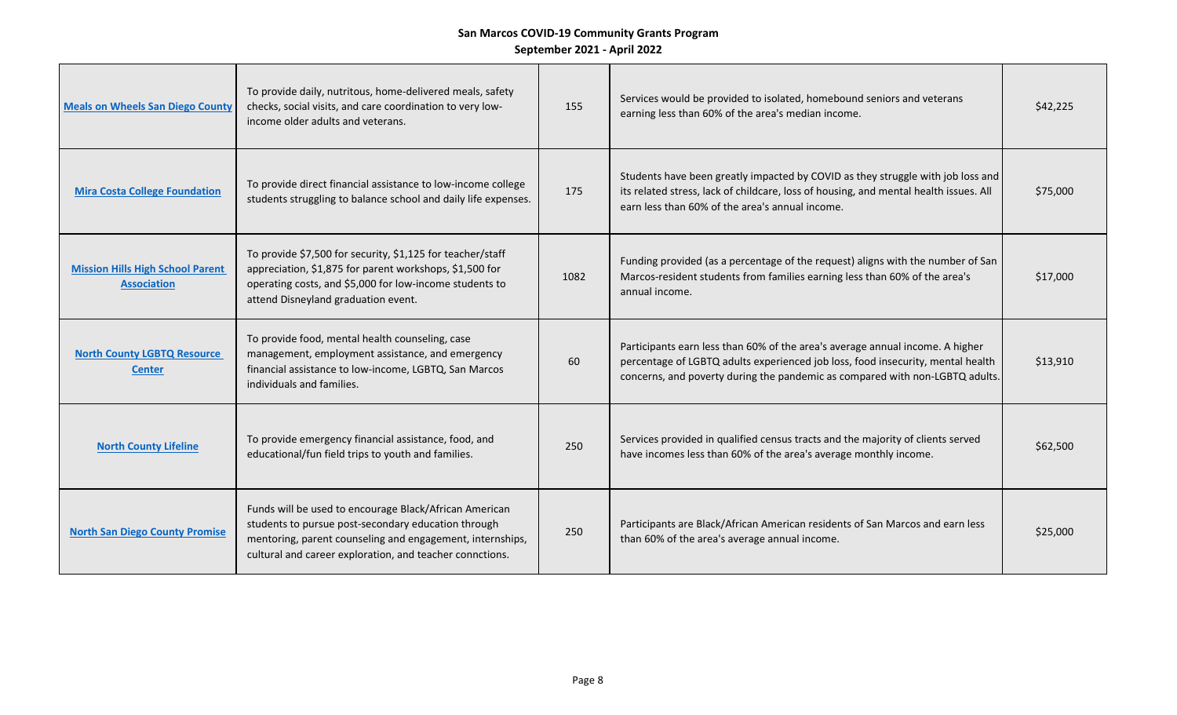**San Marcos COVID-19 Community Grants Program**

**September 2021 - April 2022**

| | | | | |
|---|---|---|---|---|
| **Meals on Wheels San Diego County** | To provide daily, nutritous, home-delivered meals, safety checks, social visits, and care coordination to very low-income older adults and veterans. | 155 | Services would be provided to isolated, homebound seniors and veterans earning less than 60% of the area's median income. | $42,225 |
| **Mira Costa College Foundation** | To provide direct financial assistance to low-income college students struggling to balance school and daily life expenses. | 175 | Students have been greatly impacted by COVID as they struggle with job loss and its related stress, lack of childcare, loss of housing, and mental health issues. All earn less than 60% of the area's annual income. | $75,000 |
| **Mission Hills High School Parent Association** | To provide $7,500 for security, $1,125 for teacher/staff appreciation, $1,875 for parent workshops, $1,500 for operating costs, and $5,000 for low-income students to attend Disneyland graduation event. | 1082 | Funding provided (as a percentage of the request) aligns with the number of San Marcos-resident students from families earning less than 60% of the area's annual income. | $17,000 |
| **North County LGBTQ Resource Center** | To provide food, mental health counseling, case management, employment assistance, and emergency financial assistance to low-income, LGBTQ, San Marcos individuals and families. | 60 | Participants earn less than 60% of the area's average annual income. A higher percentage of LGBTQ adults experienced job loss, food insecurity, mental health concerns, and poverty during the pandemic as compared with non-LGBTQ adults. | $13,910 |
| **North County Lifeline** | To provide emergency financial assistance, food, and educational/fun field trips to youth and families. | 250 | Services provided in qualified census tracts and the majority of clients served have incomes less than 60% of the area's average monthly income. | $62,500 |
| **North San Diego County Promise** | Funds will be used to encourage Black/African American students to pursue post-secondary education through mentoring, parent counseling and engagement, internships, cultural and career exploration, and teacher connctions. | 250 | Participants are Black/African American residents of San Marcos and earn less than 60% of the area's average annual income. | $25,000 |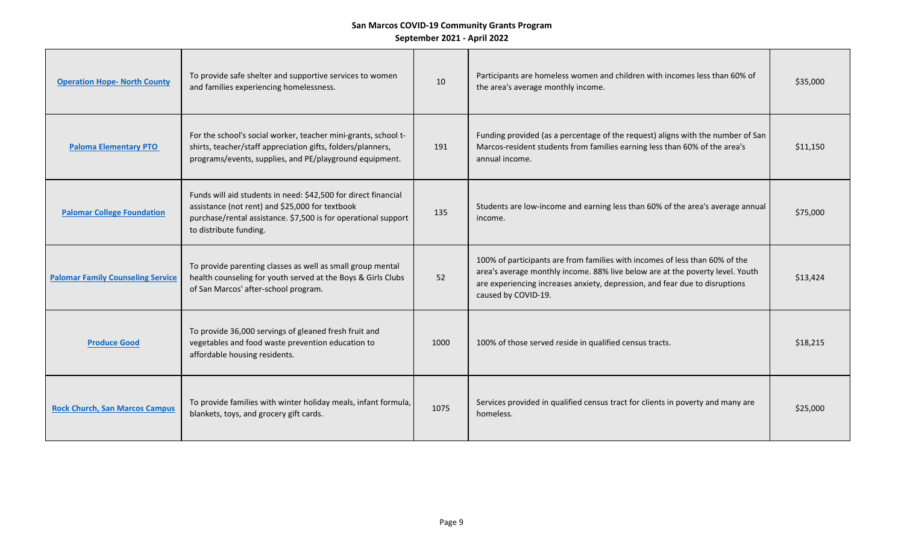**San Marcos COVID-19 Community Grants Program**
**September 2021 - April 2022**

| | | | | |
|---|---|---|---|---|
| Operation Hope- North County | To provide safe shelter and supportive services to women and families experiencing homelessness. | 10 | Participants are homeless women and children with incomes less than 60% of the area's average monthly income. | $35,000 |
| Paloma Elementary PTO | For the school's social worker, teacher mini-grants, school t-shirts, teacher/staff appreciation gifts, folders/planners, programs/events, supplies, and PE/playground equipment. | 191 | Funding provided (as a percentage of the request) aligns with the number of San Marcos-resident students from families earning less than 60% of the area's annual income. | $11,150 |
| Palomar College Foundation | Funds will aid students in need: $42,500 for direct financial assistance (not rent) and $25,000 for textbook purchase/rental assistance. $7,500 is for operational support to distribute funding. | 135 | Students are low-income and earning less than 60% of the area's average annual income. | $75,000 |
| Palomar Family Counseling Service | To provide parenting classes as well as small group mental health counseling for youth served at the Boys & Girls Clubs of San Marcos' after-school program. | 52 | 100% of participants are from families with incomes of less than 60% of the area's average monthly income. 88% live below are at the poverty level. Youth are experiencing increases anxiety, depression, and fear due to disruptions caused by COVID-19. | $13,424 |
| Produce Good | To provide 36,000 servings of gleaned fresh fruit and vegetables and food waste prevention education to affordable housing residents. | 1000 | 100% of those served reside in qualified census tracts. | $18,215 |
| Rock Church, San Marcos Campus | To provide families with winter holiday meals, infant formula, blankets, toys, and grocery gift cards. | 1075 | Services provided in qualified census tract for clients in poverty and many are homeless. | $25,000 |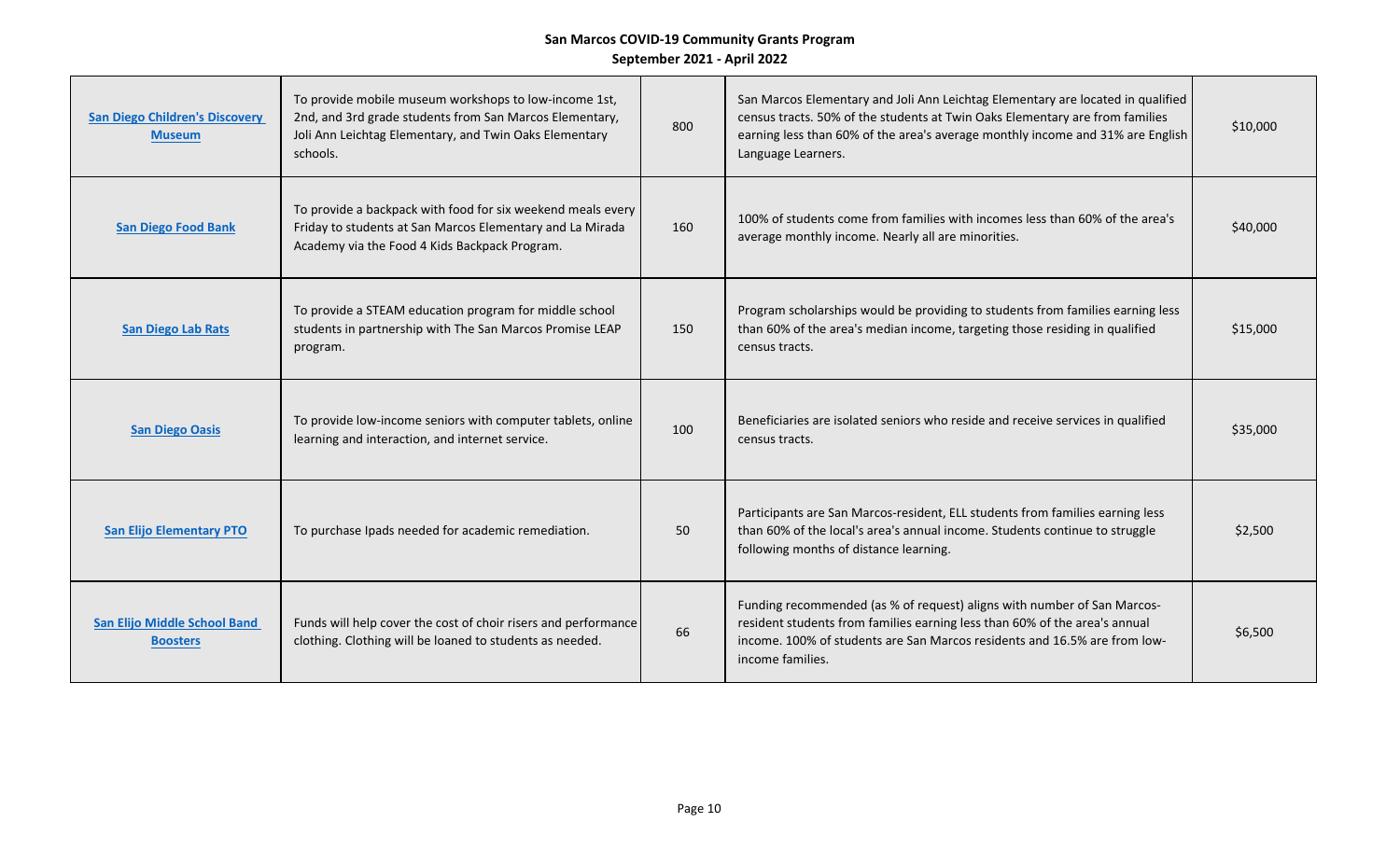**San Marcos COVID-19 Community Grants Program**
**September 2021 - April 2022**

| | | | | |
|---|---|---|---|---|
| **San Diego Children's Discovery Museum** | To provide mobile museum workshops to low-income 1st, 2nd, and 3rd grade students from San Marcos Elementary, Joli Ann Leichtag Elementary, and Twin Oaks Elementary schools. | 800 | San Marcos Elementary and Joli Ann Leichtag Elementary are located in qualified census tracts. 50% of the students at Twin Oaks Elementary are from families earning less than 60% of the area's average monthly income and 31% are English Language Learners. | $10,000 |
| **San Diego Food Bank** | To provide a backpack with food for six weekend meals every Friday to students at San Marcos Elementary and La Mirada Academy via the Food 4 Kids Backpack Program. | 160 | 100% of students come from families with incomes less than 60% of the area's average monthly income. Nearly all are minorities. | $40,000 |
| **San Diego Lab Rats** | To provide a STEAM education program for middle school students in partnership with The San Marcos Promise LEAP program. | 150 | Program scholarships would be providing to students from families earning less than 60% of the area's median income, targeting those residing in qualified census tracts. | $15,000 |
| **San Diego Oasis** | To provide low-income seniors with computer tablets, online learning and interaction, and internet service. | 100 | Beneficiaries are isolated seniors who reside and receive services in qualified census tracts. | $35,000 |
| **San Elijo Elementary PTO** | To purchase Ipads needed for academic remediation. | 50 | Participants are San Marcos-resident, ELL students from families earning less than 60% of the local's area's annual income. Students continue to struggle following months of distance learning. | $2,500 |
| **San Elijo Middle School Band Boosters** | Funds will help cover the cost of choir risers and performance clothing. Clothing will be loaned to students as needed. | 66 | Funding recommended (as % of request) aligns with number of San Marcos-resident students from families earning less than 60% of the area's annual income. 100% of students are San Marcos residents and 16.5% are from low-income families. | $6,500 |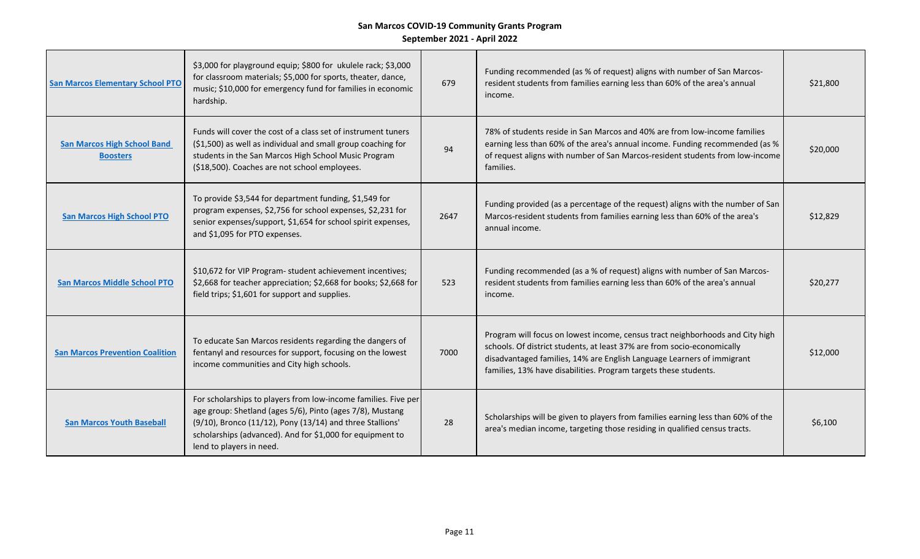**San Marcos COVID-19 Community Grants Program**

**September 2021 - April 2022**

| | | | | |
|---|---|---|---|---|
| **San Marcos Elementary School PTO** | $3,000 for playground equip; $800 for ukulele rack; $3,000 for classroom materials; $5,000 for sports, theater, dance, music; $10,000 for emergency fund for families in economic hardship. | 679 | Funding recommended (as % of request) aligns with number of San Marcos-resident students from families earning less than 60% of the area's annual income. | $21,800 |
| **San Marcos High School Band Boosters** | Funds will cover the cost of a class set of instrument tuners ($1,500) as well as individual and small group coaching for students in the San Marcos High School Music Program ($18,500). Coaches are not school employees. | 94 | 78% of students reside in San Marcos and 40% are from low-income families earning less than 60% of the area's annual income. Funding recommended (as % of request aligns with number of San Marcos-resident students from low-income families. | $20,000 |
| **San Marcos High School PTO** | To provide $3,544 for department funding, $1,549 for program expenses, $2,756 for school expenses, $2,231 for senior expenses/support, $1,654 for school spirit expenses, and $1,095 for PTO expenses. | 2647 | Funding provided (as a percentage of the request) aligns with the number of San Marcos-resident students from families earning less than 60% of the area's annual income. | $12,829 |
| **San Marcos Middle School PTO** | $10,672 for VIP Program- student achievement incentives; $2,668 for teacher appreciation; $2,668 for books; $2,668 for field trips; $1,601 for support and supplies. | 523 | Funding recommended (as a % of request) aligns with number of San Marcos-resident students from families earning less than 60% of the area's annual income. | $20,277 |
| **San Marcos Prevention Coalition** | To educate San Marcos residents regarding the dangers of fentanyl and resources for support, focusing on the lowest income communities and City high schools. | 7000 | Program will focus on lowest income, census tract neighborhoods and City high schools. Of district students, at least 37% are from socio-economically disadvantaged families, 14% are English Language Learners of immigrant families, 13% have disabilities. Program targets these students. | $12,000 |
| **San Marcos Youth Baseball** | For scholarships to players from low-income families. Five per age group: Shetland (ages 5/6), Pinto (ages 7/8), Mustang (9/10), Bronco (11/12), Pony (13/14) and three Stallions' scholarships (advanced). And for $1,000 for equipment to lend to players in need. | 28 | Scholarships will be given to players from families earning less than 60% of the area's median income, targeting those residing in qualified census tracts. | $6,100 |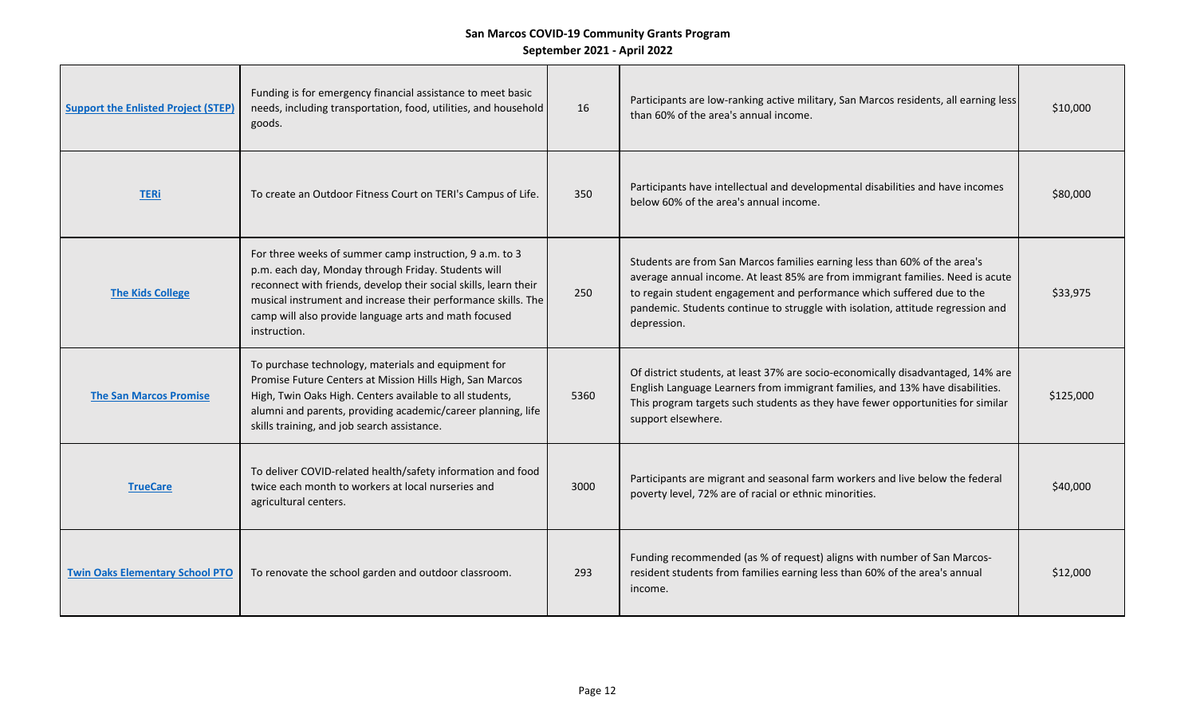**San Marcos COVID-19 Community Grants Program**
**September 2021 - April 2022**

| | | | | |
|---|---|---|---|---|
| **Support the Enlisted Project (STEP)** | Funding is for emergency financial assistance to meet basic needs, including transportation, food, utilities, and household goods. | 16 | Participants are low-ranking active military, San Marcos residents, all earning less than 60% of the area's annual income. | $10,000 |
| **TERi** | To create an Outdoor Fitness Court on TERI's Campus of Life. | 350 | Participants have intellectual and developmental disabilities and have incomes below 60% of the area's annual income. | $80,000 |
| **The Kids College** | For three weeks of summer camp instruction, 9 a.m. to 3 p.m. each day, Monday through Friday. Students will reconnect with friends, develop their social skills, learn their musical instrument and increase their performance skills. The camp will also provide language arts and math focused instruction. | 250 | Students are from San Marcos families earning less than 60% of the area's average annual income. At least 85% are from immigrant families. Need is acute to regain student engagement and performance which suffered due to the pandemic. Students continue to struggle with isolation, attitude regression and depression. | $33,975 |
| **The San Marcos Promise** | To purchase technology, materials and equipment for Promise Future Centers at Mission Hills High, San Marcos High, Twin Oaks High. Centers available to all students, alumni and parents, providing academic/career planning, life skills training, and job search assistance. | 5360 | Of district students, at least 37% are socio-economically disadvantaged, 14% are English Language Learners from immigrant families, and 13% have disabilities. This program targets such students as they have fewer opportunities for similar support elsewhere. | $125,000 |
| **TrueCare** | To deliver COVID-related health/safety information and food twice each month to workers at local nurseries and agricultural centers. | 3000 | Participants are migrant and seasonal farm workers and live below the federal poverty level, 72% are of racial or ethnic minorities. | $40,000 |
| **Twin Oaks Elementary School PTO** | To renovate the school garden and outdoor classroom. | 293 | Funding recommended (as % of request) aligns with number of San Marcos-resident students from families earning less than 60% of the area's annual income. | $12,000 |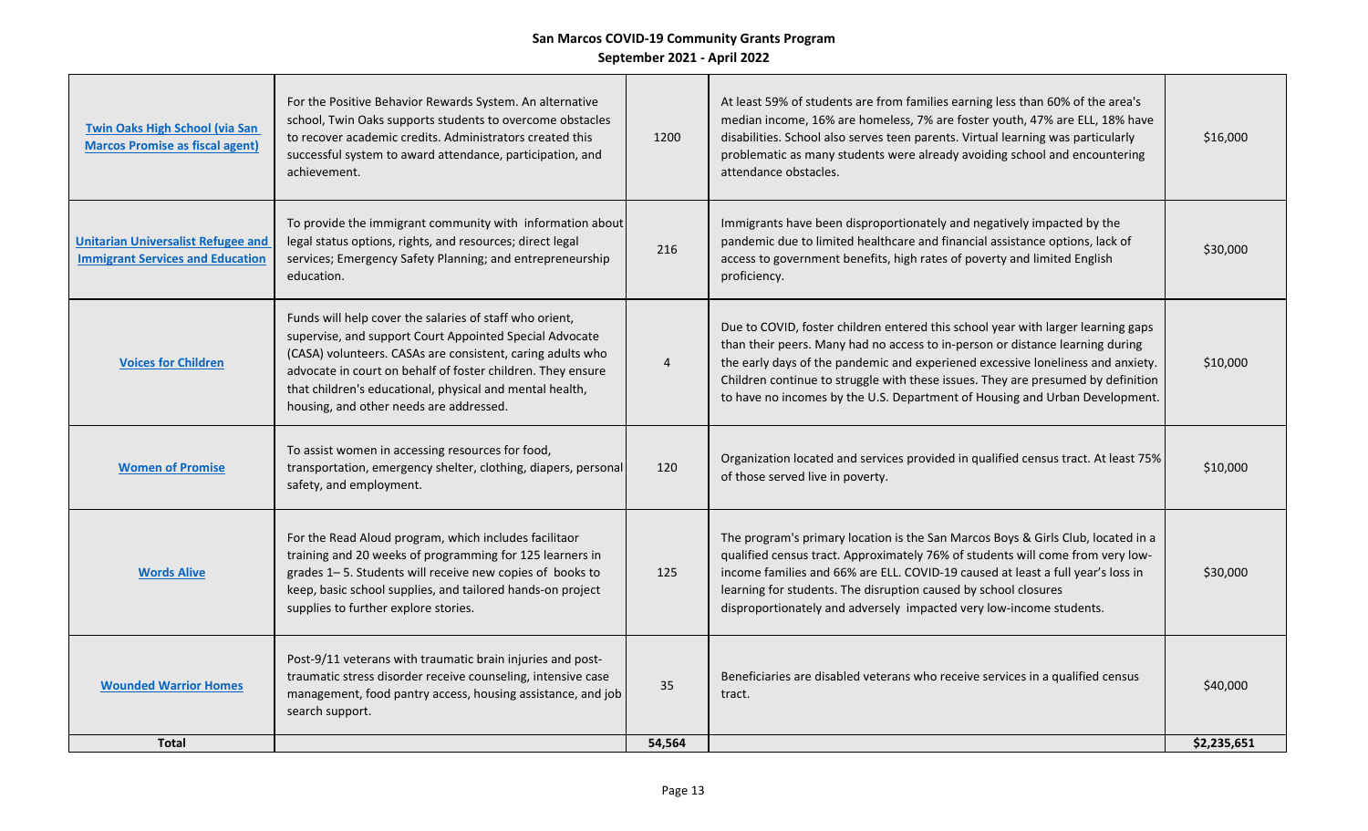**San Marcos COVID-19 Community Grants Program**
**September 2021 - April 2022**

| | | | | |
|---|---|---|---|---|
| **Twin Oaks High School (via San Marcos Promise as fiscal agent)** | For the Positive Behavior Rewards System. An alternative school, Twin Oaks supports students to overcome obstacles to recover academic credits. Administrators created this successful system to award attendance, participation, and achievement. | 1200 | At least 59% of students are from families earning less than 60% of the area's median income, 16% are homeless, 7% are foster youth, 47% are ELL, 18% have disabilities. School also serves teen parents. Virtual learning was particularly problematic as many students were already avoiding school and encountering attendance obstacles. | $16,000 |
| **Unitarian Universalist Refugee and Immigrant Services and Education** | To provide the immigrant community with information about legal status options, rights, and resources; direct legal services; Emergency Safety Planning; and entrepreneurship education. | 216 | Immigrants have been disproportionately and negatively impacted by the pandemic due to limited healthcare and financial assistance options, lack of access to government benefits, high rates of poverty and limited English proficiency. | $30,000 |
| **Voices for Children** | Funds will help cover the salaries of staff who orient, supervise, and support Court Appointed Special Advocate (CASA) volunteers. CASAs are consistent, caring adults who advocate in court on behalf of foster children. They ensure that children's educational, physical and mental health, housing, and other needs are addressed. | 4 | Due to COVID, foster children entered this school year with larger learning gaps than their peers. Many had no access to in-person or distance learning during the early days of the pandemic and experienced excessive loneliness and anxiety. Children continue to struggle with these issues. They are presumed by definition to have no incomes by the U.S. Department of Housing and Urban Development. | $10,000 |
| **Women of Promise** | To assist women in accessing resources for food, transportation, emergency shelter, clothing, diapers, personal safety, and employment. | 120 | Organization located and services provided in qualified census tract. At least 75% of those served live in poverty. | $10,000 |
| **Words Alive** | For the Read Aloud program, which includes facilitaor training and 20 weeks of programming for 125 learners in grades 1– 5. Students will receive new copies of books to keep, basic school supplies, and tailored hands-on project supplies to further explore stories. | 125 | The program's primary location is the San Marcos Boys & Girls Club, located in a qualified census tract. Approximately 76% of students will come from very low-income families and 66% are ELL. COVID-19 caused at least a full year's loss in learning for students. The disruption caused by school closures disproportionately and adversely impacted very low-income students. | $30,000 |
| **Wounded Warrior Homes** | Post-9/11 veterans with traumatic brain injuries and post-traumatic stress disorder receive counseling, intensive case management, food pantry access, housing assistance, and job search support. | 35 | Beneficiaries are disabled veterans who receive services in a qualified census tract. | $40,000 |
| **Total** | | **54,564** | | **$2,235,651** |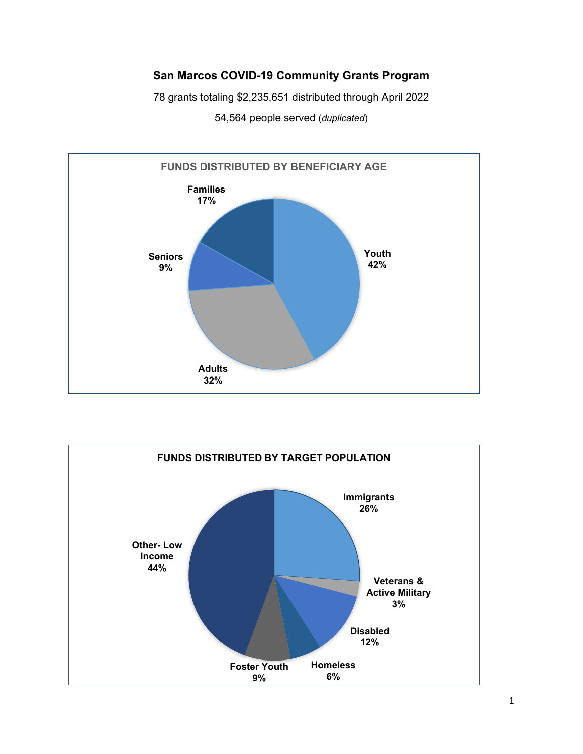**San Marcos COVID-19 Community Grants Program**

78 grants totaling $2,235,651 distributed through April 2022

54,564 people served (*duplicated*)

**FUNDS DISTRIBUTED BY BENEFICIARY AGE**

| Beneficiary Age | Percentage |
|---|---|
| Youth | 42% |
| Adults | 32% |
| Seniors | 9% |
| Families | 17% |

**FUNDS DISTRIBUTED BY TARGET POPULATION**

| Target Population | Percentage |
|---|---|
| Immigrants | 26% |
| Veterans & Active Military | 3% |
| Disabled | 12% |
| Homeless | 6% |
| Foster Youth | 9% |
| Other- Low Income | 44% |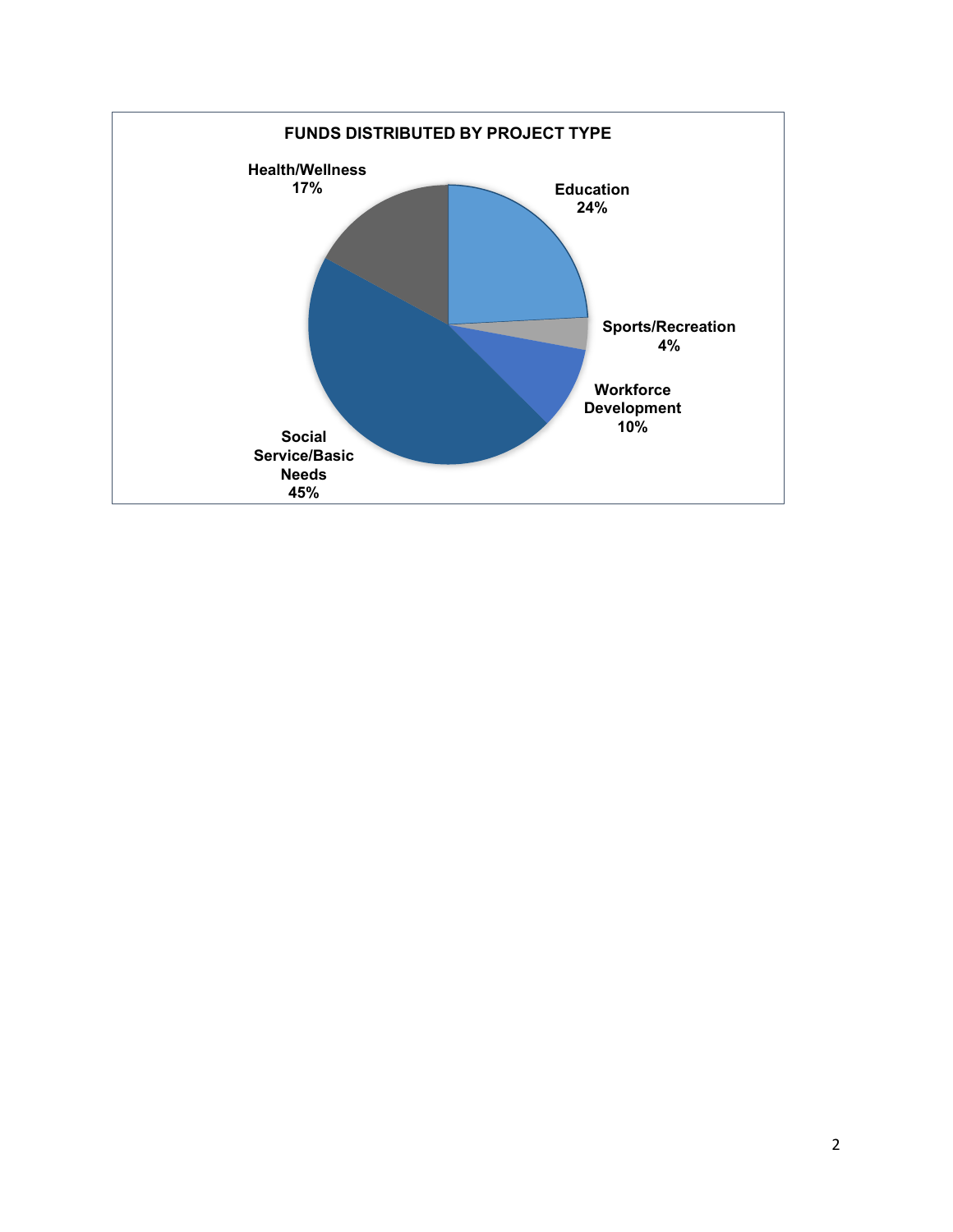FUNDS DISTRIBUTED BY PROJECT TYPE

Health/Wellness
17%

Education
24%

Sports/Recreation
4%

Workforce Development
10%

Social Service/Basic Needs
45%